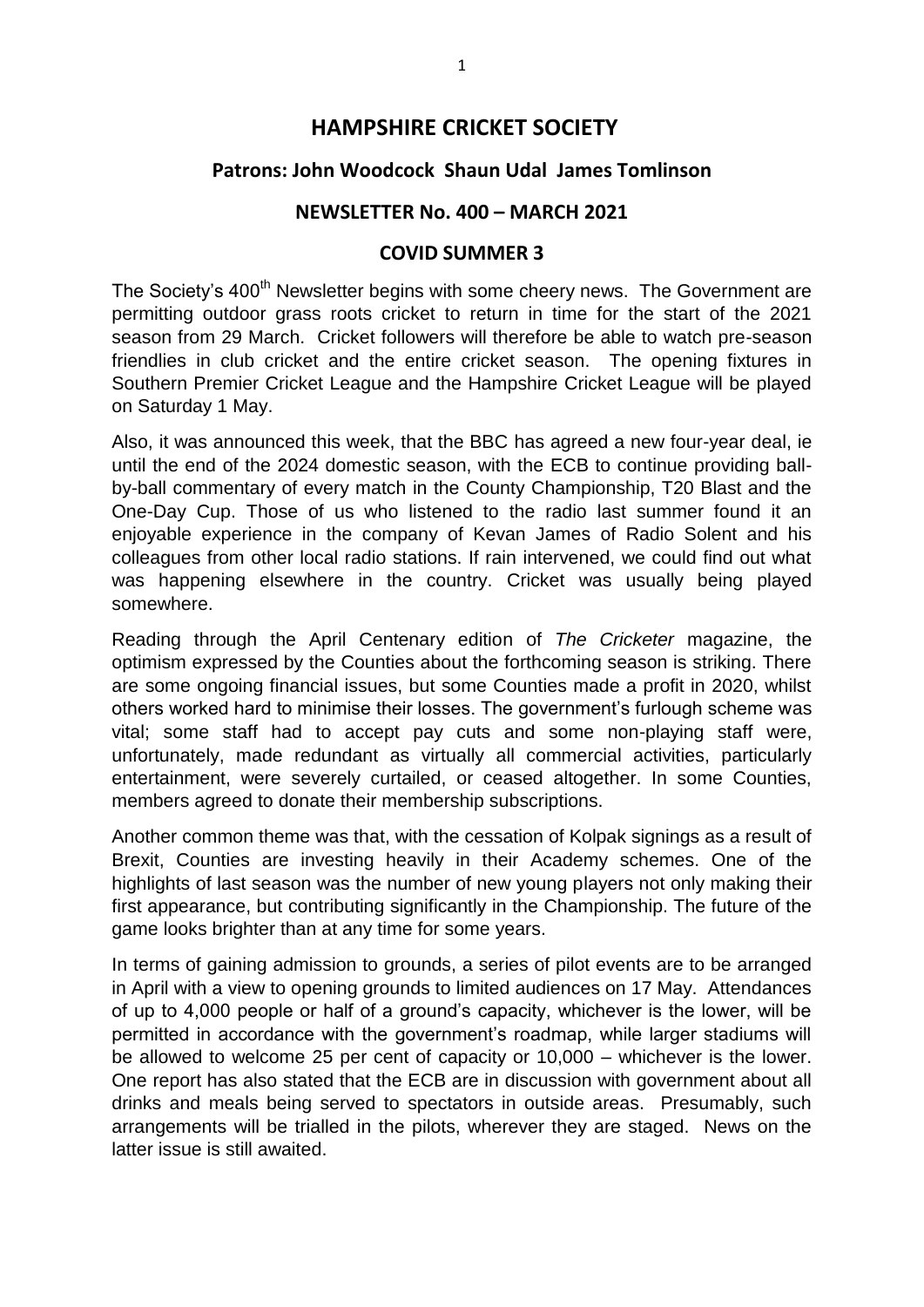# HAMPSHIRE CRICKET SOCIETY

## Patrons: John Woodcock Shaun Udal James Tomlinson

## NEWSLETTER No. 400 – MARCH 2021

## COVID SUMMER 3

The Society's 400th Newsletter begins with some cheery news. The Government are permitting outdoor grass roots cricket to return in time for the start of the 2021 season from 29 March. Cricket followers will therefore be able to watch pre-season friendlies in club cricket and the entire cricket season. The opening fixtures in Southern Premier Cricket League and the Hampshire Cricket League will be played on Saturday 1 May.

Also, it was announced this week, that the BBC has agreed a new four-year deal, ie until the end of the 2024 domestic season, with the ECB to continue providing ball-by-ball commentary of every match in the County Championship, T20 Blast and the One-Day Cup. Those of us who listened to the radio last summer found it an enjoyable experience in the company of Kevan James of Radio Solent and his colleagues from other local radio stations. If rain intervened, we could find out what was happening elsewhere in the country. Cricket was usually being played somewhere.

Reading through the April Centenary edition of *The Cricketer* magazine, the optimism expressed by the Counties about the forthcoming season is striking. There are some ongoing financial issues, but some Counties made a profit in 2020, whilst others worked hard to minimise their losses. The government's furlough scheme was vital; some staff had to accept pay cuts and some non-playing staff were, unfortunately, made redundant as virtually all commercial activities, particularly entertainment, were severely curtailed, or ceased altogether. In some Counties, members agreed to donate their membership subscriptions.

Another common theme was that, with the cessation of Kolpak signings as a result of Brexit, Counties are investing heavily in their Academy schemes. One of the highlights of last season was the number of new young players not only making their first appearance, but contributing significantly in the Championship. The future of the game looks brighter than at any time for some years.

In terms of gaining admission to grounds, a series of pilot events are to be arranged in April with a view to opening grounds to limited audiences on 17 May. Attendances of up to 4,000 people or half of a ground's capacity, whichever is the lower, will be permitted in accordance with the government's roadmap, while larger stadiums will be allowed to welcome 25 per cent of capacity or 10,000 – whichever is the lower. One report has also stated that the ECB are in discussion with government about all drinks and meals being served to spectators in outside areas. Presumably, such arrangements will be trialled in the pilots, wherever they are staged. News on the latter issue is still awaited.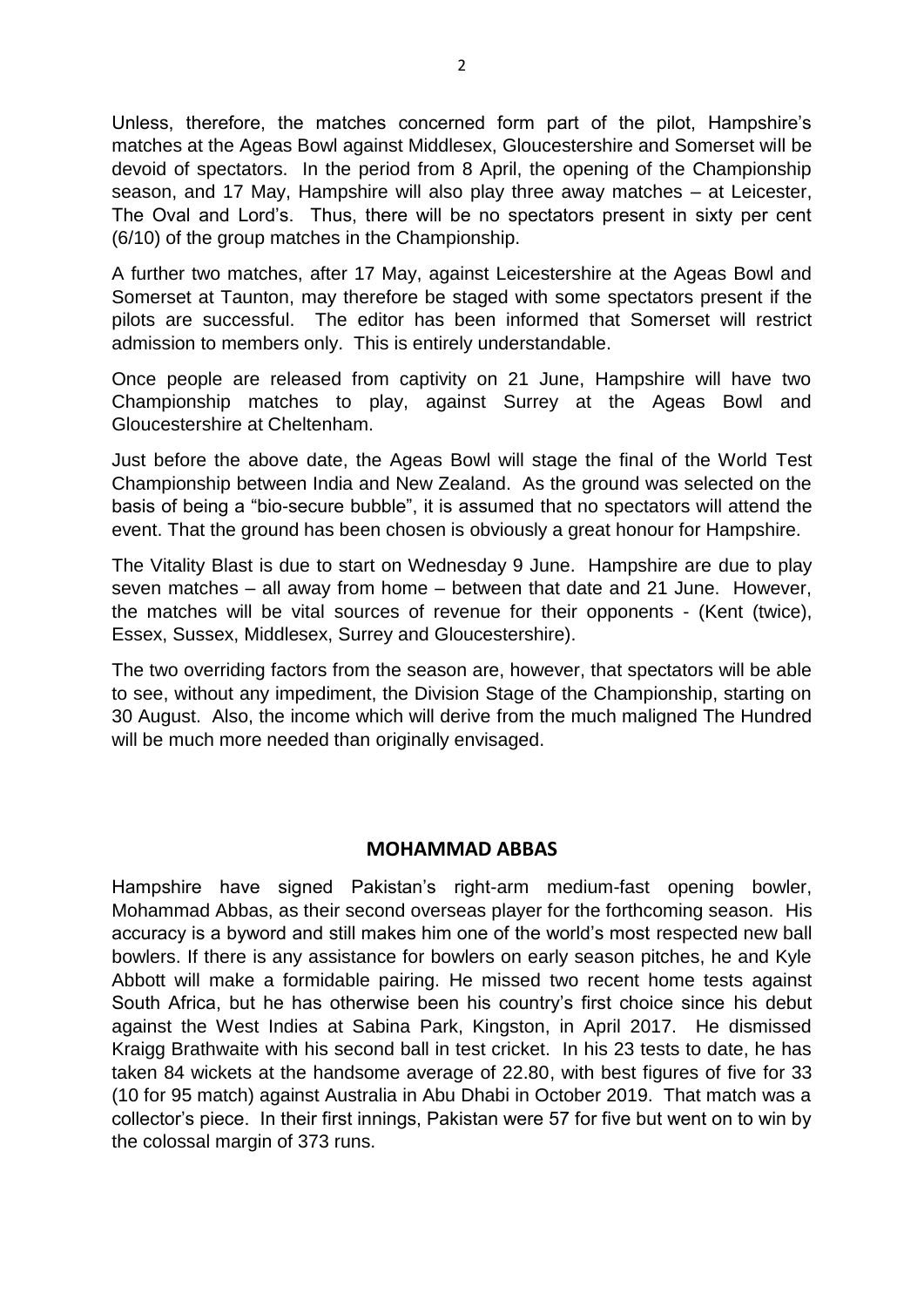Unless, therefore, the matches concerned form part of the pilot, Hampshire's matches at the Ageas Bowl against Middlesex, Gloucestershire and Somerset will be devoid of spectators. In the period from 8 April, the opening of the Championship season, and 17 May, Hampshire will also play three away matches – at Leicester, The Oval and Lord's. Thus, there will be no spectators present in sixty per cent (6/10) of the group matches in the Championship.

A further two matches, after 17 May, against Leicestershire at the Ageas Bowl and Somerset at Taunton, may therefore be staged with some spectators present if the pilots are successful. The editor has been informed that Somerset will restrict admission to members only. This is entirely understandable.

Once people are released from captivity on 21 June, Hampshire will have two Championship matches to play, against Surrey at the Ageas Bowl and Gloucestershire at Cheltenham.

Just before the above date, the Ageas Bowl will stage the final of the World Test Championship between India and New Zealand. As the ground was selected on the basis of being a "bio-secure bubble", it is assumed that no spectators will attend the event. That the ground has been chosen is obviously a great honour for Hampshire.

The Vitality Blast is due to start on Wednesday 9 June. Hampshire are due to play seven matches – all away from home – between that date and 21 June. However, the matches will be vital sources of revenue for their opponents - (Kent (twice), Essex, Sussex, Middlesex, Surrey and Gloucestershire).

The two overriding factors from the season are, however, that spectators will be able to see, without any impediment, the Division Stage of the Championship, starting on 30 August. Also, the income which will derive from the much maligned The Hundred will be much more needed than originally envisaged.

## MOHAMMAD ABBAS

Hampshire have signed Pakistan's right-arm medium-fast opening bowler, Mohammad Abbas, as their second overseas player for the forthcoming season. His accuracy is a byword and still makes him one of the world's most respected new ball bowlers. If there is any assistance for bowlers on early season pitches, he and Kyle Abbott will make a formidable pairing. He missed two recent home tests against South Africa, but he has otherwise been his country's first choice since his debut against the West Indies at Sabina Park, Kingston, in April 2017. He dismissed Kraigg Brathwaite with his second ball in test cricket. In his 23 tests to date, he has taken 84 wickets at the handsome average of 22.80, with best figures of five for 33 (10 for 95 match) against Australia in Abu Dhabi in October 2019. That match was a collector's piece. In their first innings, Pakistan were 57 for five but went on to win by the colossal margin of 373 runs.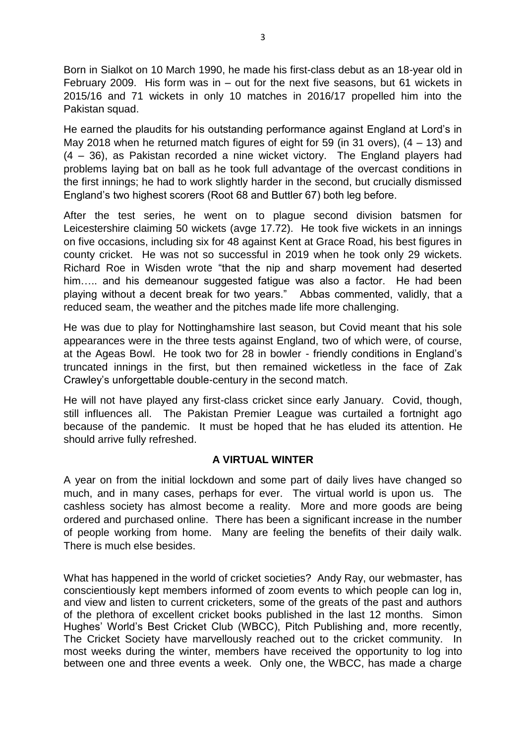Born in Sialkot on 10 March 1990, he made his first-class debut as an 18-year old in February 2009. His form was in – out for the next five seasons, but 61 wickets in 2015/16 and 71 wickets in only 10 matches in 2016/17 propelled him into the Pakistan squad.

He earned the plaudits for his outstanding performance against England at Lord's in May 2018 when he returned match figures of eight for 59 (in 31 overs), (4 – 13) and (4 – 36), as Pakistan recorded a nine wicket victory. The England players had problems laying bat on ball as he took full advantage of the overcast conditions in the first innings; he had to work slightly harder in the second, but crucially dismissed England's two highest scorers (Root 68 and Buttler 67) both leg before.

After the test series, he went on to plague second division batsmen for Leicestershire claiming 50 wickets (avge 17.72). He took five wickets in an innings on five occasions, including six for 48 against Kent at Grace Road, his best figures in county cricket. He was not so successful in 2019 when he took only 29 wickets. Richard Roe in Wisden wrote "that the nip and sharp movement had deserted him….. and his demeanour suggested fatigue was also a factor. He had been playing without a decent break for two years." Abbas commented, validly, that a reduced seam, the weather and the pitches made life more challenging.

He was due to play for Nottinghamshire last season, but Covid meant that his sole appearances were in the three tests against England, two of which were, of course, at the Ageas Bowl. He took two for 28 in bowler - friendly conditions in England's truncated innings in the first, but then remained wicketless in the face of Zak Crawley's unforgettable double-century in the second match.

He will not have played any first-class cricket since early January. Covid, though, still influences all. The Pakistan Premier League was curtailed a fortnight ago because of the pandemic. It must be hoped that he has eluded its attention. He should arrive fully refreshed.

## A VIRTUAL WINTER

A year on from the initial lockdown and some part of daily lives have changed so much, and in many cases, perhaps for ever. The virtual world is upon us. The cashless society has almost become a reality. More and more goods are being ordered and purchased online. There has been a significant increase in the number of people working from home. Many are feeling the benefits of their daily walk. There is much else besides.

What has happened in the world of cricket societies? Andy Ray, our webmaster, has conscientiously kept members informed of zoom events to which people can log in, and view and listen to current cricketers, some of the greats of the past and authors of the plethora of excellent cricket books published in the last 12 months. Simon Hughes' World's Best Cricket Club (WBCC), Pitch Publishing and, more recently, The Cricket Society have marvellously reached out to the cricket community. In most weeks during the winter, members have received the opportunity to log into between one and three events a week. Only one, the WBCC, has made a charge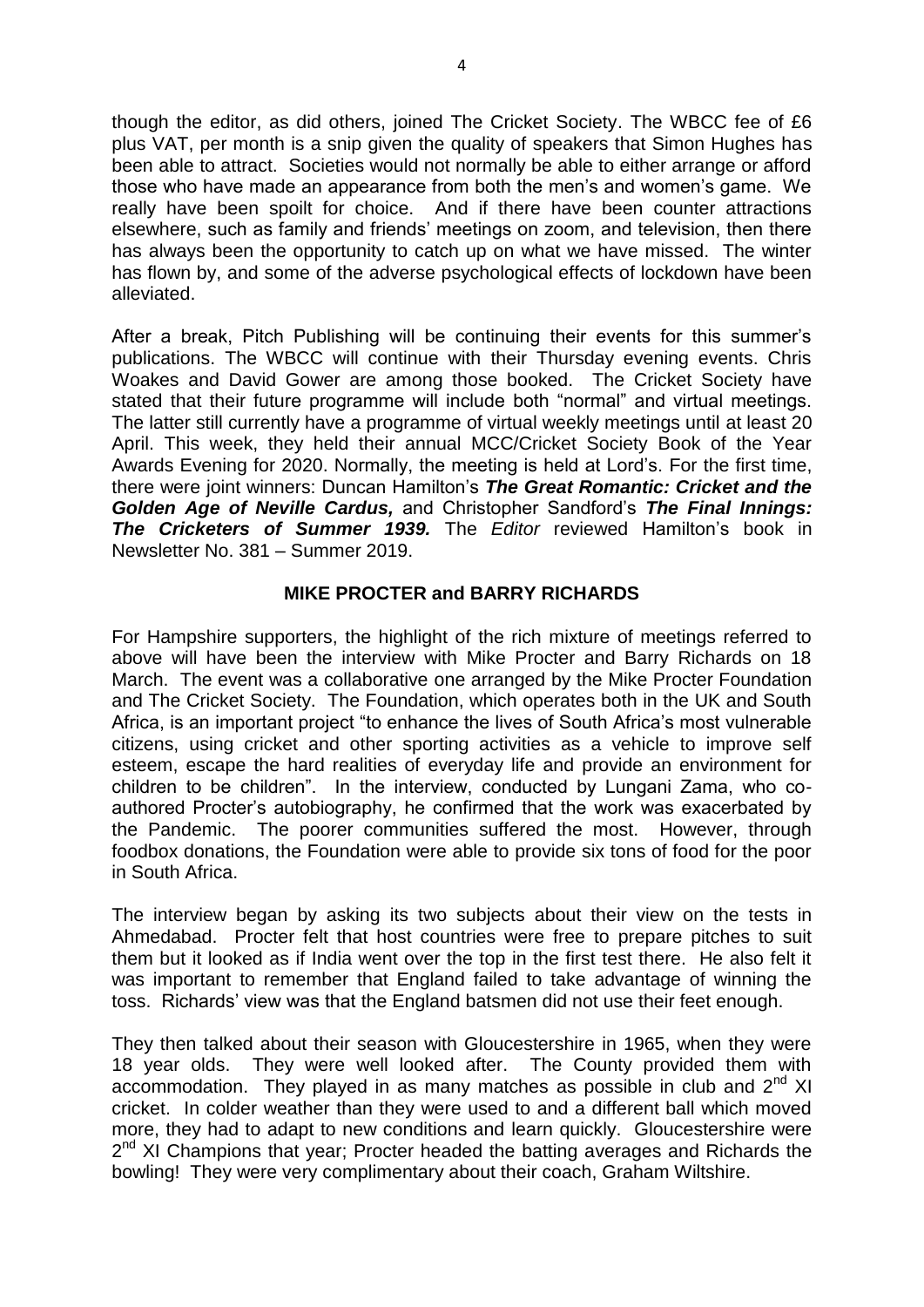though the editor, as did others, joined The Cricket Society. The WBCC fee of £6 plus VAT, per month is a snip given the quality of speakers that Simon Hughes has been able to attract. Societies would not normally be able to either arrange or afford those who have made an appearance from both the men's and women's game. We really have been spoilt for choice. And if there have been counter attractions elsewhere, such as family and friends' meetings on zoom, and television, then there has always been the opportunity to catch up on what we have missed. The winter has flown by, and some of the adverse psychological effects of lockdown have been alleviated.

After a break, Pitch Publishing will be continuing their events for this summer's publications. The WBCC will continue with their Thursday evening events. Chris Woakes and David Gower are among those booked. The Cricket Society have stated that their future programme will include both "normal" and virtual meetings. The latter still currently have a programme of virtual weekly meetings until at least 20 April. This week, they held their annual MCC/Cricket Society Book of the Year Awards Evening for 2020. Normally, the meeting is held at Lord's. For the first time, there were joint winners: Duncan Hamilton's ***The Great Romantic: Cricket and the Golden Age of Neville Cardus,*** and Christopher Sandford's ***The Final Innings: The Cricketers of Summer 1939.*** The *Editor* reviewed Hamilton's book in Newsletter No. 381 – Summer 2019.

## MIKE PROCTER and BARRY RICHARDS

For Hampshire supporters, the highlight of the rich mixture of meetings referred to above will have been the interview with Mike Procter and Barry Richards on 18 March. The event was a collaborative one arranged by the Mike Procter Foundation and The Cricket Society. The Foundation, which operates both in the UK and South Africa, is an important project "to enhance the lives of South Africa's most vulnerable citizens, using cricket and other sporting activities as a vehicle to improve self esteem, escape the hard realities of everyday life and provide an environment for children to be children". In the interview, conducted by Lungani Zama, who co-authored Procter's autobiography, he confirmed that the work was exacerbated by the Pandemic. The poorer communities suffered the most. However, through foodbox donations, the Foundation were able to provide six tons of food for the poor in South Africa.

The interview began by asking its two subjects about their view on the tests in Ahmedabad. Procter felt that host countries were free to prepare pitches to suit them but it looked as if India went over the top in the first test there. He also felt it was important to remember that England failed to take advantage of winning the toss. Richards' view was that the England batsmen did not use their feet enough.

They then talked about their season with Gloucestershire in 1965, when they were 18 year olds. They were well looked after. The County provided them with accommodation. They played in as many matches as possible in club and 2nd XI cricket. In colder weather than they were used to and a different ball which moved more, they had to adapt to new conditions and learn quickly. Gloucestershire were 2nd XI Champions that year; Procter headed the batting averages and Richards the bowling! They were very complimentary about their coach, Graham Wiltshire.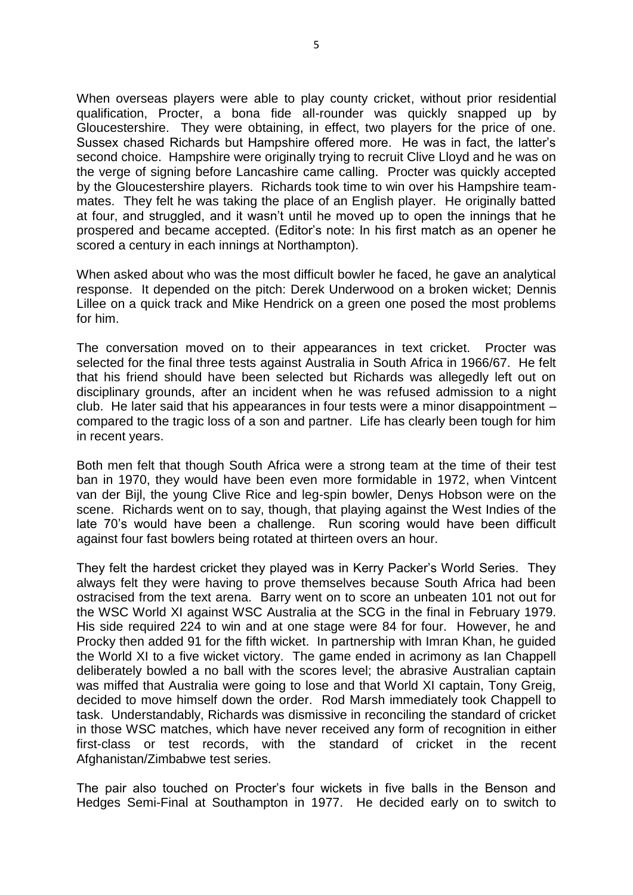When overseas players were able to play county cricket, without prior residential qualification, Procter, a bona fide all-rounder was quickly snapped up by Gloucestershire. They were obtaining, in effect, two players for the price of one. Sussex chased Richards but Hampshire offered more. He was in fact, the latter's second choice. Hampshire were originally trying to recruit Clive Lloyd and he was on the verge of signing before Lancashire came calling. Procter was quickly accepted by the Gloucestershire players. Richards took time to win over his Hampshire team-mates. They felt he was taking the place of an English player. He originally batted at four, and struggled, and it wasn't until he moved up to open the innings that he prospered and became accepted. (Editor's note: In his first match as an opener he scored a century in each innings at Northampton).

When asked about who was the most difficult bowler he faced, he gave an analytical response. It depended on the pitch: Derek Underwood on a broken wicket; Dennis Lillee on a quick track and Mike Hendrick on a green one posed the most problems for him.

The conversation moved on to their appearances in text cricket. Procter was selected for the final three tests against Australia in South Africa in 1966/67. He felt that his friend should have been selected but Richards was allegedly left out on disciplinary grounds, after an incident when he was refused admission to a night club. He later said that his appearances in four tests were a minor disappointment – compared to the tragic loss of a son and partner. Life has clearly been tough for him in recent years.

Both men felt that though South Africa were a strong team at the time of their test ban in 1970, they would have been even more formidable in 1972, when Vintcent van der Bijl, the young Clive Rice and leg-spin bowler, Denys Hobson were on the scene. Richards went on to say, though, that playing against the West Indies of the late 70's would have been a challenge. Run scoring would have been difficult against four fast bowlers being rotated at thirteen overs an hour.

They felt the hardest cricket they played was in Kerry Packer's World Series. They always felt they were having to prove themselves because South Africa had been ostracised from the text arena. Barry went on to score an unbeaten 101 not out for the WSC World XI against WSC Australia at the SCG in the final in February 1979. His side required 224 to win and at one stage were 84 for four. However, he and Procky then added 91 for the fifth wicket. In partnership with Imran Khan, he guided the World XI to a five wicket victory. The game ended in acrimony as Ian Chappell deliberately bowled a no ball with the scores level; the abrasive Australian captain was miffed that Australia were going to lose and that World XI captain, Tony Greig, decided to move himself down the order. Rod Marsh immediately took Chappell to task. Understandably, Richards was dismissive in reconciling the standard of cricket in those WSC matches, which have never received any form of recognition in either first-class or test records, with the standard of cricket in the recent Afghanistan/Zimbabwe test series.

The pair also touched on Procter's four wickets in five balls in the Benson and Hedges Semi-Final at Southampton in 1977. He decided early on to switch to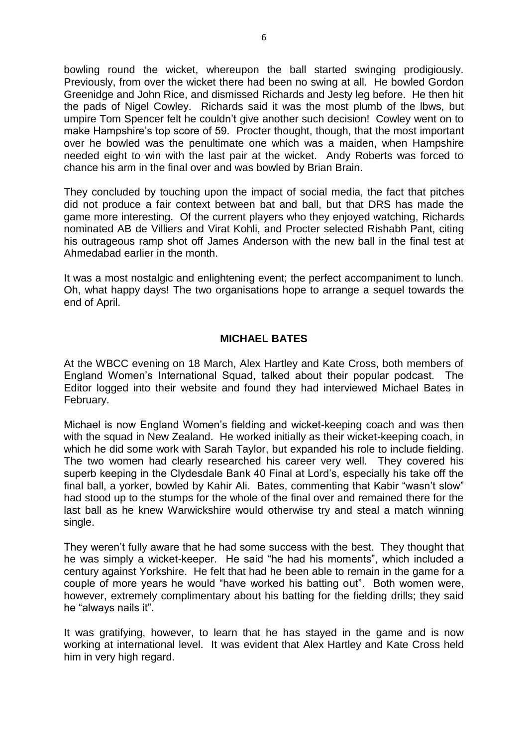bowling round the wicket, whereupon the ball started swinging prodigiously. Previously, from over the wicket there had been no swing at all. He bowled Gordon Greenidge and John Rice, and dismissed Richards and Jesty leg before. He then hit the pads of Nigel Cowley. Richards said it was the most plumb of the lbws, but umpire Tom Spencer felt he couldn't give another such decision! Cowley went on to make Hampshire's top score of 59. Procter thought, though, that the most important over he bowled was the penultimate one which was a maiden, when Hampshire needed eight to win with the last pair at the wicket. Andy Roberts was forced to chance his arm in the final over and was bowled by Brian Brain.

They concluded by touching upon the impact of social media, the fact that pitches did not produce a fair context between bat and ball, but that DRS has made the game more interesting. Of the current players who they enjoyed watching, Richards nominated AB de Villiers and Virat Kohli, and Procter selected Rishabh Pant, citing his outrageous ramp shot off James Anderson with the new ball in the final test at Ahmedabad earlier in the month.

It was a most nostalgic and enlightening event; the perfect accompaniment to lunch. Oh, what happy days! The two organisations hope to arrange a sequel towards the end of April.

## MICHAEL BATES

At the WBCC evening on 18 March, Alex Hartley and Kate Cross, both members of England Women's International Squad, talked about their popular podcast. The Editor logged into their website and found they had interviewed Michael Bates in February.

Michael is now England Women's fielding and wicket-keeping coach and was then with the squad in New Zealand. He worked initially as their wicket-keeping coach, in which he did some work with Sarah Taylor, but expanded his role to include fielding. The two women had clearly researched his career very well. They covered his superb keeping in the Clydesdale Bank 40 Final at Lord's, especially his take off the final ball, a yorker, bowled by Kahir Ali. Bates, commenting that Kabir "wasn't slow" had stood up to the stumps for the whole of the final over and remained there for the last ball as he knew Warwickshire would otherwise try and steal a match winning single.

They weren't fully aware that he had some success with the best. They thought that he was simply a wicket-keeper. He said "he had his moments", which included a century against Yorkshire. He felt that had he been able to remain in the game for a couple of more years he would "have worked his batting out". Both women were, however, extremely complimentary about his batting for the fielding drills; they said he "always nails it".

It was gratifying, however, to learn that he has stayed in the game and is now working at international level. It was evident that Alex Hartley and Kate Cross held him in very high regard.